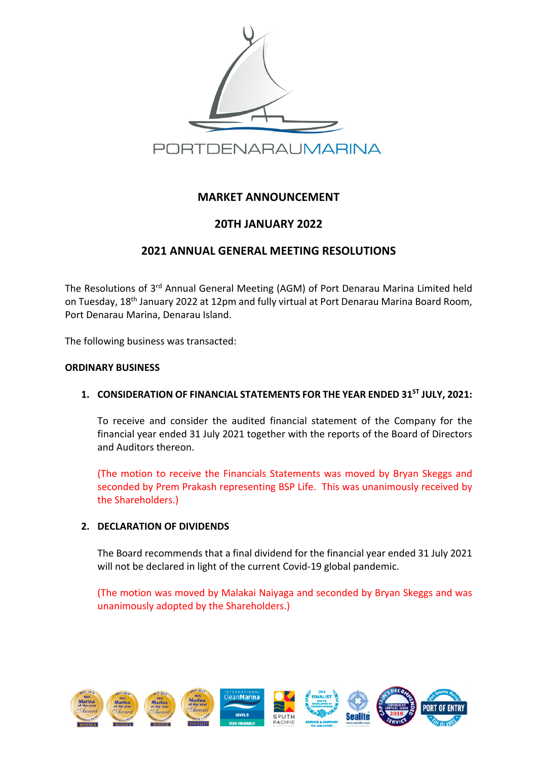PORTDENARAUMARINA

## MARKET ANNOUNCEMENT

## 20TH JANUARY 2022

## 2021 ANNUAL GENERAL MEETING RESOLUTIONS

The Resolutions of 3rd Annual General Meeting (AGM) of Port Denarau Marina Limited held on Tuesday, 18th January 2022 at 12pm and fully virtual at Port Denarau Marina Board Room, Port Denarau Marina, Denarau Island.

The following business was transacted:

**ORDINARY BUSINESS**

1. **CONSIDERATION OF FINANCIAL STATEMENTS FOR THE YEAR ENDED 31ST JULY, 2021:**

   To receive and consider the audited financial statement of the Company for the financial year ended 31 July 2021 together with the reports of the Board of Directors and Auditors thereon.

   (The motion to receive the Financials Statements was moved by Bryan Skeggs and seconded by Prem Prakash representing BSP Life. This was unanimously received by the Shareholders.)

2. **DECLARATION OF DIVIDENDS**

   The Board recommends that a final dividend for the financial year ended 31 July 2021 will not be declared in light of the current Covid-19 global pandemic.

   (The motion was moved by Malakai Naiyaga and seconded by Bryan Skeggs and was unanimously adopted by the Shareholders.)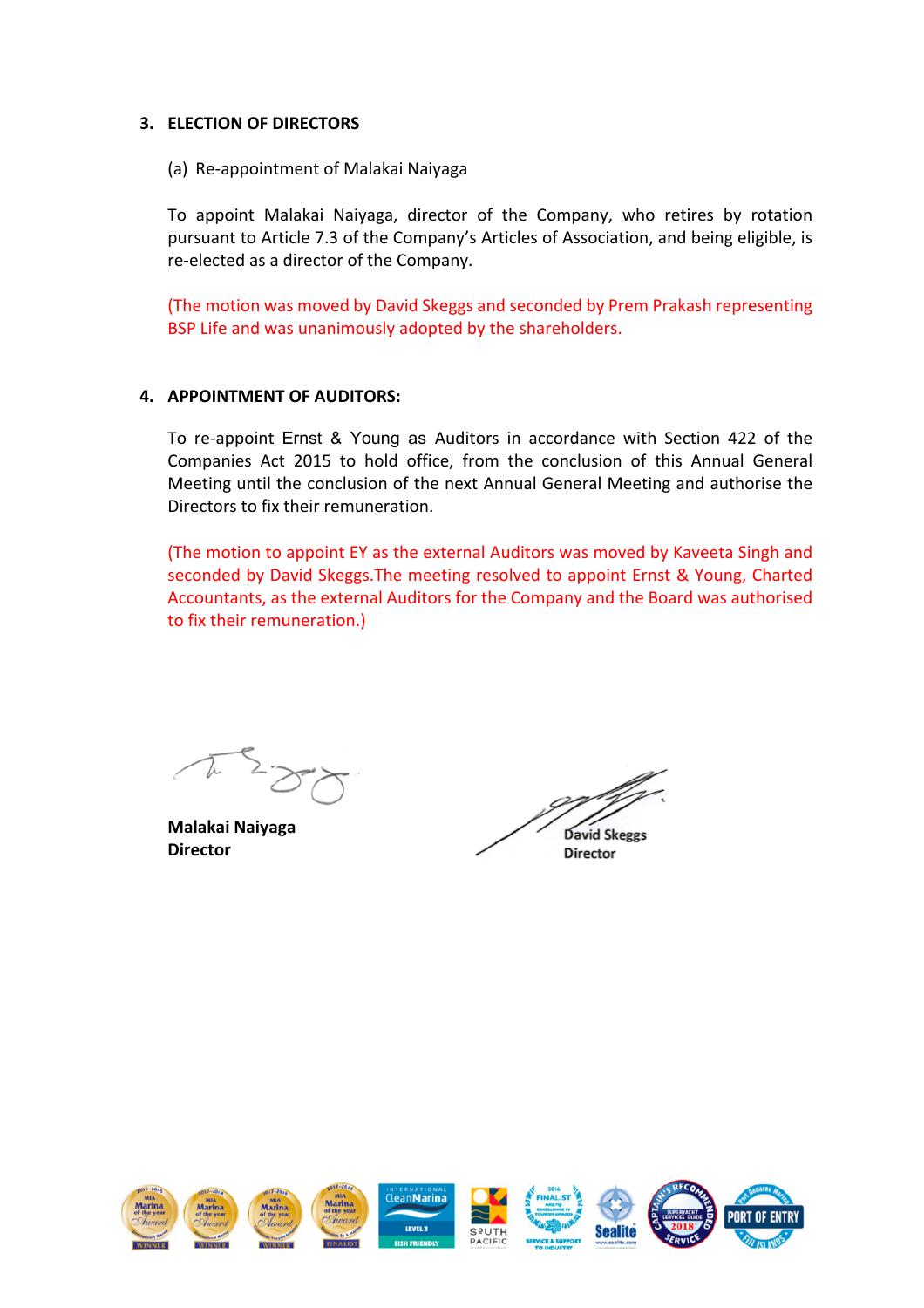### 3. ELECTION OF DIRECTORS

(a) Re-appointment of Malakai Naiyaga

To appoint Malakai Naiyaga, director of the Company, who retires by rotation pursuant to Article 7.3 of the Company's Articles of Association, and being eligible, is re-elected as a director of the Company.

(The motion was moved by David Skeggs and seconded by Prem Prakash representing BSP Life and was unanimously adopted by the shareholders.

### 4. APPOINTMENT OF AUDITORS:

To re-appoint Ernst & Young as Auditors in accordance with Section 422 of the Companies Act 2015 to hold office, from the conclusion of this Annual General Meeting until the conclusion of the next Annual General Meeting and authorise the Directors to fix their remuneration.

(The motion to appoint EY as the external Auditors was moved by Kaveeta Singh and seconded by David Skeggs.The meeting resolved to appoint Ernst & Young, Charted Accountants, as the external Auditors for the Company and the Board was authorised to fix their remuneration.)

**Malakai Naiyaga**
**Director**

**David Skeggs**
**Director**